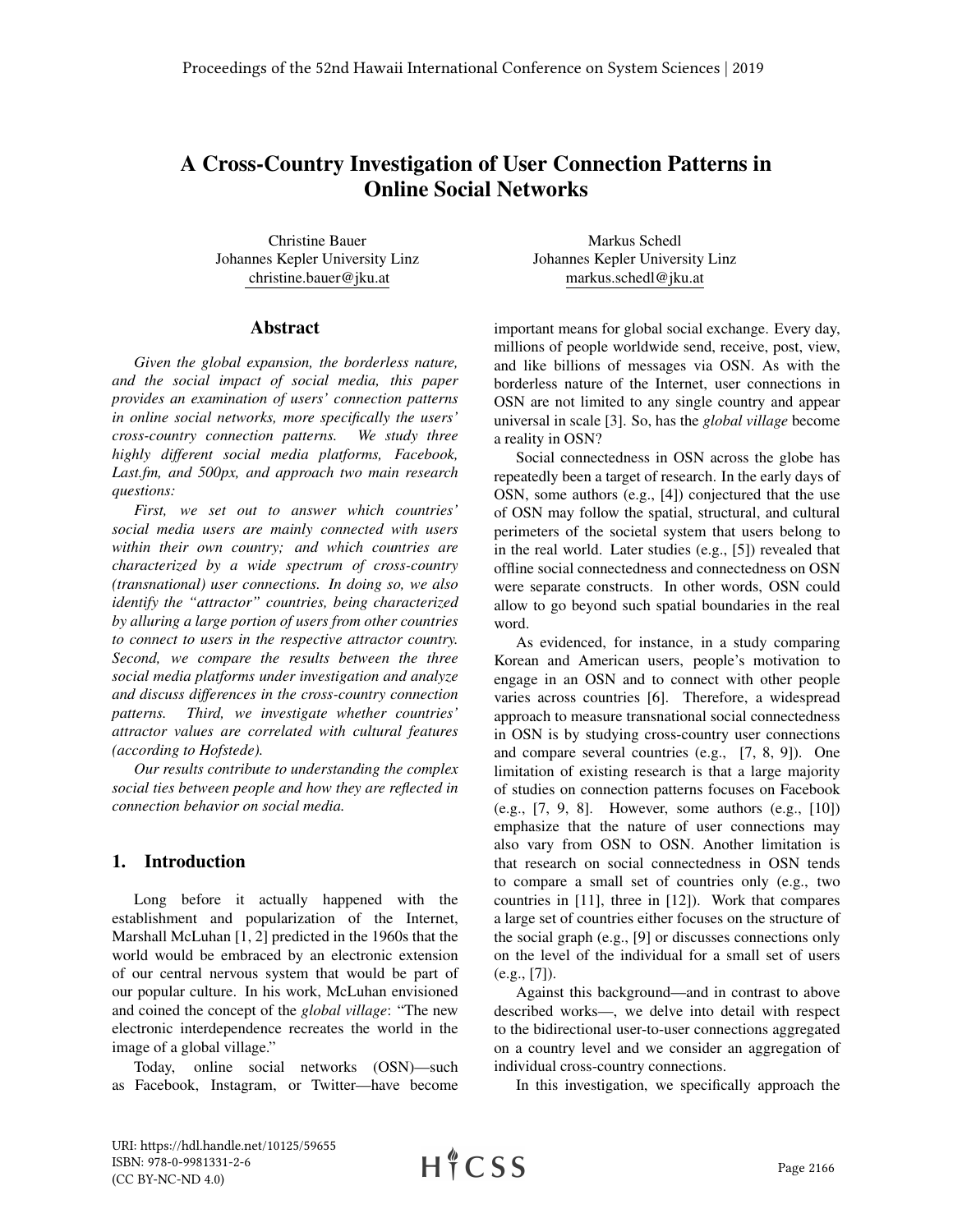# A Cross-Country Investigation of User Connection Patterns in Online Social Networks

Christine Bauer
Johannes Kepler University Linz
christine.bauer@jku.at

Markus Schedl
Johannes Kepler University Linz
markus.schedl@jku.at

## Abstract

*Given the global expansion, the borderless nature, and the social impact of social media, this paper provides an examination of users' connection patterns in online social networks, more specifically the users' cross-country connection patterns. We study three highly different social media platforms, Facebook, Last.fm, and 500px, and approach two main research questions:*

*First, we set out to answer which countries' social media users are mainly connected with users within their own country; and which countries are characterized by a wide spectrum of cross-country (transnational) user connections. In doing so, we also identify the "attractor" countries, being characterized by alluring a large portion of users from other countries to connect to users in the respective attractor country. Second, we compare the results between the three social media platforms under investigation and analyze and discuss differences in the cross-country connection patterns. Third, we investigate whether countries' attractor values are correlated with cultural features (according to Hofstede).*

*Our results contribute to understanding the complex social ties between people and how they are reflected in connection behavior on social media.*

## 1. Introduction

Long before it actually happened with the establishment and popularization of the Internet, Marshall McLuhan [1, 2] predicted in the 1960s that the world would be embraced by an electronic extension of our central nervous system that would be part of our popular culture. In his work, McLuhan envisioned and coined the concept of the *global village*: "The new electronic interdependence recreates the world in the image of a global village."

Today, online social networks (OSN)—such as Facebook, Instagram, or Twitter—have become important means for global social exchange. Every day, millions of people worldwide send, receive, post, view, and like billions of messages via OSN. As with the borderless nature of the Internet, user connections in OSN are not limited to any single country and appear universal in scale [3]. So, has the *global village* become a reality in OSN?

Social connectedness in OSN across the globe has repeatedly been a target of research. In the early days of OSN, some authors (e.g., [4]) conjectured that the use of OSN may follow the spatial, structural, and cultural perimeters of the societal system that users belong to in the real world. Later studies (e.g., [5]) revealed that offline social connectedness and connectedness on OSN were separate constructs. In other words, OSN could allow to go beyond such spatial boundaries in the real word.

As evidenced, for instance, in a study comparing Korean and American users, people's motivation to engage in an OSN and to connect with other people varies across countries [6]. Therefore, a widespread approach to measure transnational social connectedness in OSN is by studying cross-country user connections and compare several countries (e.g., [7, 8, 9]). One limitation of existing research is that a large majority of studies on connection patterns focuses on Facebook (e.g., [7, 9, 8]. However, some authors (e.g., [10]) emphasize that the nature of user connections may also vary from OSN to OSN. Another limitation is that research on social connectedness in OSN tends to compare a small set of countries only (e.g., two countries in [11], three in [12]). Work that compares a large set of countries either focuses on the structure of the social graph (e.g., [9] or discusses connections only on the level of the individual for a small set of users (e.g., [7]).

Against this background—and in contrast to above described works—, we delve into detail with respect to the bidirectional user-to-user connections aggregated on a country level and we consider an aggregation of individual cross-country connections.

In this investigation, we specifically approach the

URI: https://hdl.handle.net/10125/59655
ISBN: 978-0-9981331-2-6
(CC BY-NC-ND 4.0)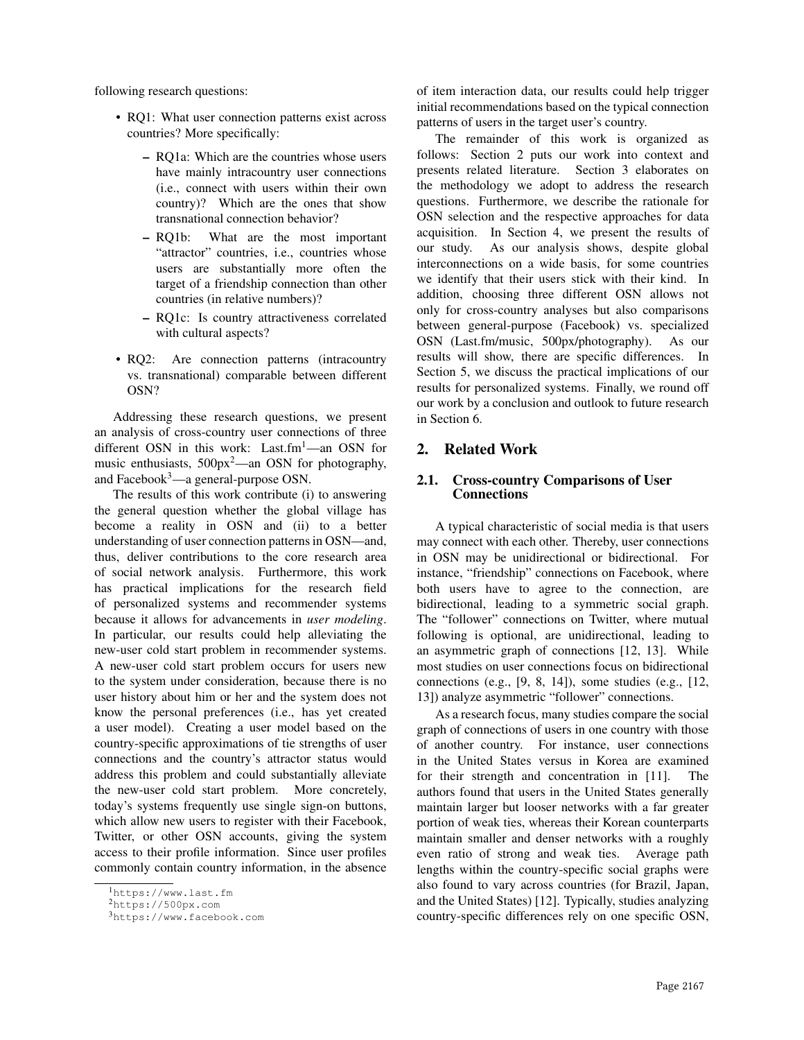following research questions:

- RQ1: What user connection patterns exist across countries? More specifically:
  - RQ1a: Which are the countries whose users have mainly intracountry user connections (i.e., connect with users within their own country)? Which are the ones that show transnational connection behavior?
  - RQ1b: What are the most important "attractor" countries, i.e., countries whose users are substantially more often the target of a friendship connection than other countries (in relative numbers)?
  - RQ1c: Is country attractiveness correlated with cultural aspects?
- RQ2: Are connection patterns (intracountry vs. transnational) comparable between different OSN?

Addressing these research questions, we present an analysis of cross-country user connections of three different OSN in this work: Last.fm[1]—an OSN for music enthusiasts, 500px[2]—an OSN for photography, and Facebook[3]—a general-purpose OSN.

The results of this work contribute (i) to answering the general question whether the global village has become a reality in OSN and (ii) to a better understanding of user connection patterns in OSN—and, thus, deliver contributions to the core research area of social network analysis. Furthermore, this work has practical implications for the research field of personalized systems and recommender systems because it allows for advancements in *user modeling*. In particular, our results could help alleviating the new-user cold start problem in recommender systems. A new-user cold start problem occurs for users new to the system under consideration, because there is no user history about him or her and the system does not know the personal preferences (i.e., has yet created a user model). Creating a user model based on the country-specific approximations of tie strengths of user connections and the country's attractor status would address this problem and could substantially alleviate the new-user cold start problem. More concretely, today's systems frequently use single sign-on buttons, which allow new users to register with their Facebook, Twitter, or other OSN accounts, giving the system access to their profile information. Since user profiles commonly contain country information, in the absence of item interaction data, our results could help trigger initial recommendations based on the typical connection patterns of users in the target user's country.

The remainder of this work is organized as follows: Section 2 puts our work into context and presents related literature. Section 3 elaborates on the methodology we adopt to address the research questions. Furthermore, we describe the rationale for OSN selection and the respective approaches for data acquisition. In Section 4, we present the results of our study. As our analysis shows, despite global interconnections on a wide basis, for some countries we identify that their users stick with their kind. In addition, choosing three different OSN allows not only for cross-country analyses but also comparisons between general-purpose (Facebook) vs. specialized OSN (Last.fm/music, 500px/photography). As our results will show, there are specific differences. In Section 5, we discuss the practical implications of our results for personalized systems. Finally, we round off our work by a conclusion and outlook to future research in Section 6.

## 2. Related Work

### 2.1. Cross-country Comparisons of User Connections

A typical characteristic of social media is that users may connect with each other. Thereby, user connections in OSN may be unidirectional or bidirectional. For instance, "friendship" connections on Facebook, where both users have to agree to the connection, are bidirectional, leading to a symmetric social graph. The "follower" connections on Twitter, where mutual following is optional, are unidirectional, leading to an asymmetric graph of connections [12, 13]. While most studies on user connections focus on bidirectional connections (e.g., [9, 8, 14]), some studies (e.g., [12, 13]) analyze asymmetric "follower" connections.

As a research focus, many studies compare the social graph of connections of users in one country with those of another country. For instance, user connections in the United States versus in Korea are examined for their strength and concentration in [11]. The authors found that users in the United States generally maintain larger but looser networks with a far greater portion of weak ties, whereas their Korean counterparts maintain smaller and denser networks with a roughly even ratio of strong and weak ties. Average path lengths within the country-specific social graphs were also found to vary across countries (for Brazil, Japan, and the United States) [12]. Typically, studies analyzing country-specific differences rely on one specific OSN,

[1] https://www.last.fm

[2] https://500px.com

[3] https://www.facebook.com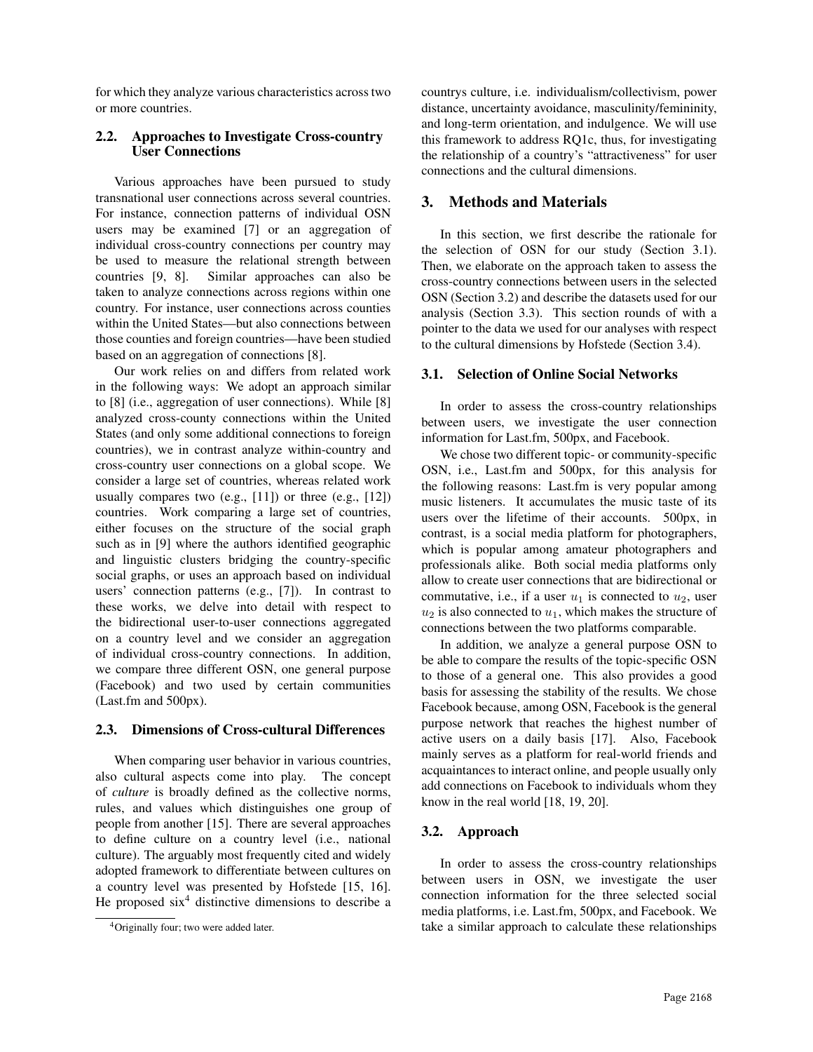for which they analyze various characteristics across two or more countries.

### 2.2. Approaches to Investigate Cross-country User Connections

Various approaches have been pursued to study transnational user connections across several countries. For instance, connection patterns of individual OSN users may be examined [7] or an aggregation of individual cross-country connections per country may be used to measure the relational strength between countries [9, 8]. Similar approaches can also be taken to analyze connections across regions within one country. For instance, user connections across counties within the United States—but also connections between those counties and foreign countries—have been studied based on an aggregation of connections [8].

Our work relies on and differs from related work in the following ways: We adopt an approach similar to [8] (i.e., aggregation of user connections). While [8] analyzed cross-county connections within the United States (and only some additional connections to foreign countries), we in contrast analyze within-country and cross-country user connections on a global scope. We consider a large set of countries, whereas related work usually compares two (e.g., [11]) or three (e.g., [12]) countries. Work comparing a large set of countries, either focuses on the structure of the social graph such as in [9] where the authors identified geographic and linguistic clusters bridging the country-specific social graphs, or uses an approach based on individual users' connection patterns (e.g., [7]). In contrast to these works, we delve into detail with respect to the bidirectional user-to-user connections aggregated on a country level and we consider an aggregation of individual cross-country connections. In addition, we compare three different OSN, one general purpose (Facebook) and two used by certain communities (Last.fm and 500px).

### 2.3. Dimensions of Cross-cultural Differences

When comparing user behavior in various countries, also cultural aspects come into play. The concept of *culture* is broadly defined as the collective norms, rules, and values which distinguishes one group of people from another [15]. There are several approaches to define culture on a country level (i.e., national culture). The arguably most frequently cited and widely adopted framework to differentiate between cultures on a country level was presented by Hofstede [15, 16]. He proposed six[4] distinctive dimensions to describe a countrys culture, i.e. individualism/collectivism, power distance, uncertainty avoidance, masculinity/femininity, and long-term orientation, and indulgence. We will use this framework to address RQ1c, thus, for investigating the relationship of a country's "attractiveness" for user connections and the cultural dimensions.

[4] Originally four; two were added later.

## 3. Methods and Materials

In this section, we first describe the rationale for the selection of OSN for our study (Section 3.1). Then, we elaborate on the approach taken to assess the cross-country connections between users in the selected OSN (Section 3.2) and describe the datasets used for our analysis (Section 3.3). This section rounds of with a pointer to the data we used for our analyses with respect to the cultural dimensions by Hofstede (Section 3.4).

### 3.1. Selection of Online Social Networks

In order to assess the cross-country relationships between users, we investigate the user connection information for Last.fm, 500px, and Facebook.

We chose two different topic- or community-specific OSN, i.e., Last.fm and 500px, for this analysis for the following reasons: Last.fm is very popular among music listeners. It accumulates the music taste of its users over the lifetime of their accounts. 500px, in contrast, is a social media platform for photographers, which is popular among amateur photographers and professionals alike. Both social media platforms only allow to create user connections that are bidirectional or commutative, i.e., if a user $u_1$ is connected to $u_2$, user $u_2$ is also connected to $u_1$, which makes the structure of connections between the two platforms comparable.

In addition, we analyze a general purpose OSN to be able to compare the results of the topic-specific OSN to those of a general one. This also provides a good basis for assessing the stability of the results. We chose Facebook because, among OSN, Facebook is the general purpose network that reaches the highest number of active users on a daily basis [17]. Also, Facebook mainly serves as a platform for real-world friends and acquaintances to interact online, and people usually only add connections on Facebook to individuals whom they know in the real world [18, 19, 20].

### 3.2. Approach

In order to assess the cross-country relationships between users in OSN, we investigate the user connection information for the three selected social media platforms, i.e. Last.fm, 500px, and Facebook. We take a similar approach to calculate these relationships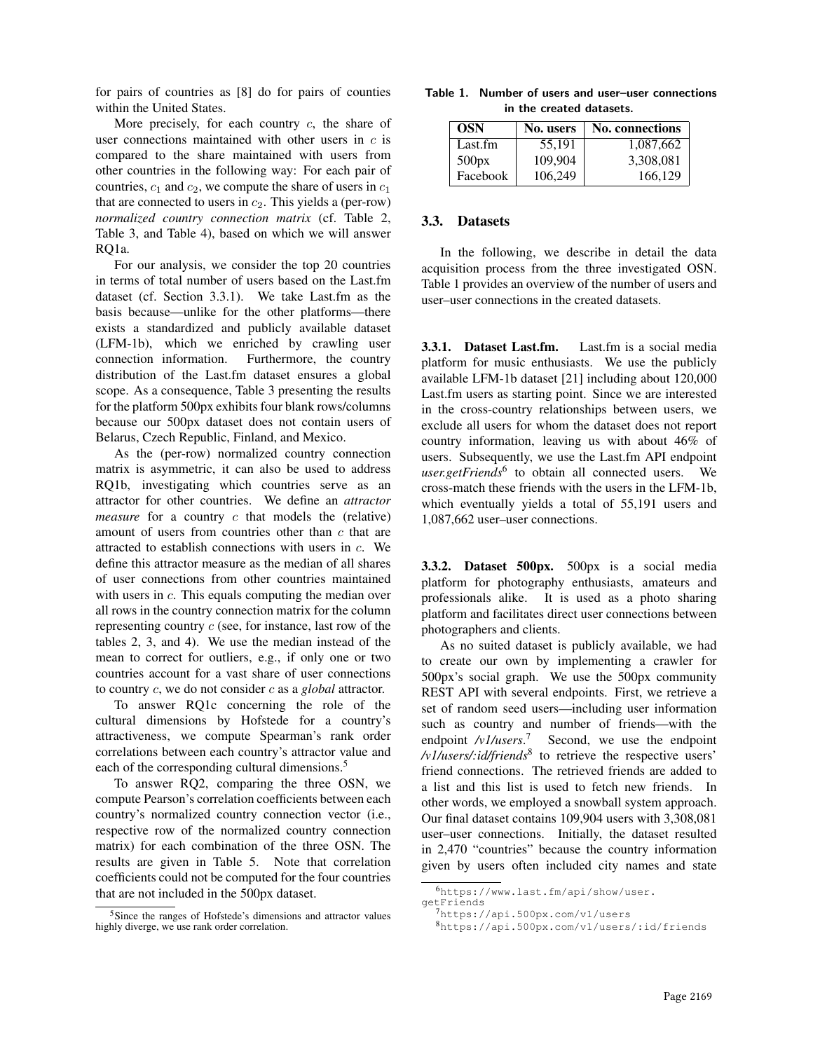for pairs of countries as [8] do for pairs of counties within the United States.

More precisely, for each country $c$, the share of user connections maintained with other users in $c$ is compared to the share maintained with users from other countries in the following way: For each pair of countries, $c_1$ and $c_2$, we compute the share of users in $c_1$ that are connected to users in $c_2$. This yields a (per-row) *normalized country connection matrix* (cf. Table 2, Table 3, and Table 4), based on which we will answer RQ1a.

For our analysis, we consider the top 20 countries in terms of total number of users based on the Last.fm dataset (cf. Section 3.3.1). We take Last.fm as the basis because—unlike for the other platforms—there exists a standardized and publicly available dataset (LFM-1b), which we enriched by crawling user connection information. Furthermore, the country distribution of the Last.fm dataset ensures a global scope. As a consequence, Table 3 presenting the results for the platform 500px exhibits four blank rows/columns because our 500px dataset does not contain users of Belarus, Czech Republic, Finland, and Mexico.

As the (per-row) normalized country connection matrix is asymmetric, it can also be used to address RQ1b, investigating which countries serve as an attractor for other countries. We define an *attractor measure* for a country $c$ that models the (relative) amount of users from countries other than $c$ that are attracted to establish connections with users in $c$. We define this attractor measure as the median of all shares of user connections from other countries maintained with users in $c$. This equals computing the median over all rows in the country connection matrix for the column representing country $c$ (see, for instance, last row of the tables 2, 3, and 4). We use the median instead of the mean to correct for outliers, e.g., if only one or two countries account for a vast share of user connections to country $c$, we do not consider $c$ as a *global* attractor.

To answer RQ1c concerning the role of the cultural dimensions by Hofstede for a country's attractiveness, we compute Spearman's rank order correlations between each country's attractor value and each of the corresponding cultural dimensions.[5]

To answer RQ2, comparing the three OSN, we compute Pearson's correlation coefficients between each country's normalized country connection vector (i.e., respective row of the normalized country connection matrix) for each combination of the three OSN. The results are given in Table 5. Note that correlation coefficients could not be computed for the four countries that are not included in the 500px dataset.

[5] Since the ranges of Hofstede's dimensions and attractor values highly diverge, we use rank order correlation.

**Table 1. Number of users and user–user connections in the created datasets.**

| OSN | No. users | No. connections |
|---|---|---|
| Last.fm | 55,191 | 1,087,662 |
| 500px | 109,904 | 3,308,081 |
| Facebook | 106,249 | 166,129 |

### 3.3. Datasets

In the following, we describe in detail the data acquisition process from the three investigated OSN. Table 1 provides an overview of the number of users and user–user connections in the created datasets.

#### 3.3.1. Dataset Last.fm.

Last.fm is a social media platform for music enthusiasts. We use the publicly available LFM-1b dataset [21] including about 120,000 Last.fm users as starting point. Since we are interested in the cross-country relationships between users, we exclude all users for whom the dataset does not report country information, leaving us with about 46% of users. Subsequently, we use the Last.fm API endpoint *user.getFriends*[6] to obtain all connected users. We cross-match these friends with the users in the LFM-1b, which eventually yields a total of 55,191 users and 1,087,662 user–user connections.

#### 3.3.2. Dataset 500px.

500px is a social media platform for photography enthusiasts, amateurs and professionals alike. It is used as a photo sharing platform and facilitates direct user connections between photographers and clients.

As no suited dataset is publicly available, we had to create our own by implementing a crawler for 500px's social graph. We use the 500px community REST API with several endpoints. First, we retrieve a set of random seed users—including user information such as country and number of friends—with the endpoint */v1/users*.[7] Second, we use the endpoint */v1/users/:id/friends*[8] to retrieve the respective users' friend connections. The retrieved friends are added to a list and this list is used to fetch new friends. In other words, we employed a snowball system approach. Our final dataset contains 109,904 users with 3,308,081 user–user connections. Initially, the dataset resulted in 2,470 "countries" because the country information given by users often included city names and state

[6] https://www.last.fm/api/show/user.getFriends

[7] https://api.500px.com/v1/users

[8] https://api.500px.com/v1/users/:id/friends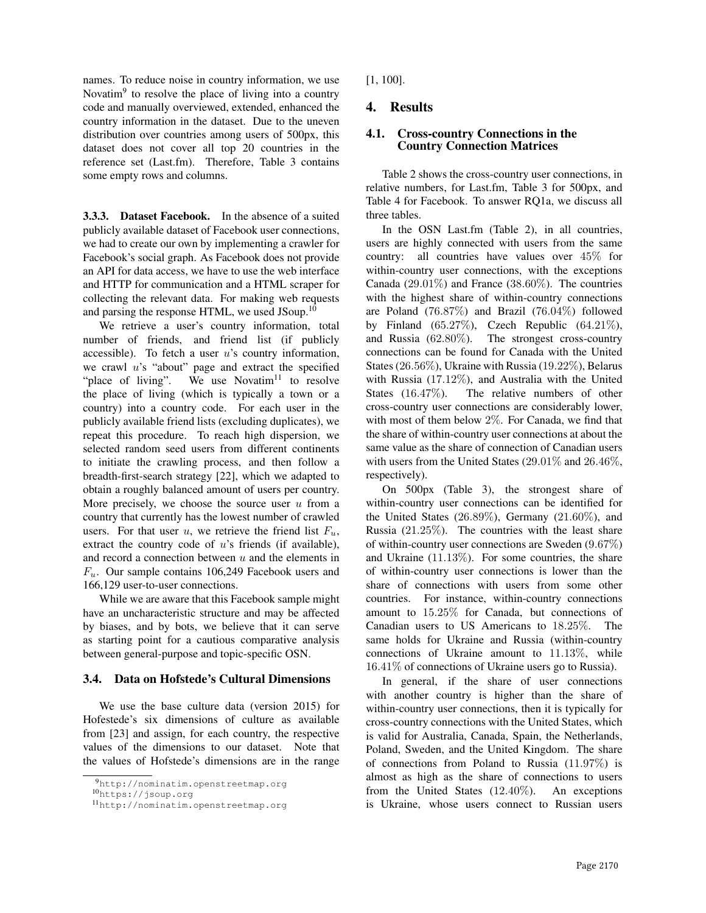names. To reduce noise in country information, we use Novatim[9] to resolve the place of living into a country code and manually overviewed, extended, enhanced the country information in the dataset. Due to the uneven distribution over countries among users of 500px, this dataset does not cover all top 20 countries in the reference set (Last.fm). Therefore, Table 3 contains some empty rows and columns.

#### 3.3.3. Dataset Facebook.

In the absence of a suited publicly available dataset of Facebook user connections, we had to create our own by implementing a crawler for Facebook's social graph. As Facebook does not provide an API for data access, we have to use the web interface and HTTP for communication and a HTML scraper for collecting the relevant data. For making web requests and parsing the response HTML, we used JSoup.[10]

We retrieve a user's country information, total number of friends, and friend list (if publicly accessible). To fetch a user $u$'s country information, we crawl $u$'s "about" page and extract the specified "place of living". We use Novatim[11] to resolve the place of living (which is typically a town or a country) into a country code. For each user in the publicly available friend lists (excluding duplicates), we repeat this procedure. To reach high dispersion, we selected random seed users from different continents to initiate the crawling process, and then follow a breadth-first-search strategy [22], which we adapted to obtain a roughly balanced amount of users per country. More precisely, we choose the source user $u$ from a country that currently has the lowest number of crawled users. For that user $u$, we retrieve the friend list $F_u$, extract the country code of $u$'s friends (if available), and record a connection between $u$ and the elements in $F_u$. Our sample contains 106,249 Facebook users and 166,129 user-to-user connections.

While we are aware that this Facebook sample might have an uncharacteristic structure and may be affected by biases, and by bots, we believe that it can serve as starting point for a cautious comparative analysis between general-purpose and topic-specific OSN.

### 3.4. Data on Hofstede's Cultural Dimensions

We use the base culture data (version 2015) for Hofstede's six dimensions of culture as available from [23] and assign, for each country, the respective values of the dimensions to our dataset. Note that the values of Hofstede's dimensions are in the range [1, 100].

## 4. Results

### 4.1. Cross-country Connections in the Country Connection Matrices

Table 2 shows the cross-country user connections, in relative numbers, for Last.fm, Table 3 for 500px, and Table 4 for Facebook. To answer RQ1a, we discuss all three tables.

In the OSN Last.fm (Table 2), in all countries, users are highly connected with users from the same country: all countries have values over 45% for within-country user connections, with the exceptions Canada (29.01%) and France (38.60%). The countries with the highest share of within-country connections are Poland (76.87%) and Brazil (76.04%) followed by Finland (65.27%), Czech Republic (64.21%), and Russia (62.80%). The strongest cross-country connections can be found for Canada with the United States (26.56%), Ukraine with Russia (19.22%), Belarus with Russia (17.12%), and Australia with the United States (16.47%). The relative numbers of other cross-country user connections are considerably lower, with most of them below 2%. For Canada, we find that the share of within-country user connections at about the same value as the share of connection of Canadian users with users from the United States (29.01% and 26.46%, respectively).

On 500px (Table 3), the strongest share of within-country user connections can be identified for the United States (26.89%), Germany (21.60%), and Russia (21.25%). The countries with the least share of within-country user connections are Sweden (9.67%) and Ukraine (11.13%). For some countries, the share of within-country user connections is lower than the share of connections with users from some other countries. For instance, within-country connections amount to 15.25% for Canada, but connections of Canadian users to US Americans to 18.25%. The same holds for Ukraine and Russia (within-country connections of Ukraine amount to 11.13%, while 16.41% of connections of Ukraine users go to Russia).

In general, if the share of user connections with another country is higher than the share of within-country user connections, then it is typically for cross-country connections with the United States, which is valid for Australia, Canada, Spain, the Netherlands, Poland, Sweden, and the United Kingdom. The share of connections from Poland to Russia (11.97%) is almost as high as the share of connections to users from the United States (12.40%). An exceptions is Ukraine, whose users connect to Russian users

[9] http://nominatim.openstreetmap.org

[10] https://jsoup.org

[11] http://nominatim.openstreetmap.org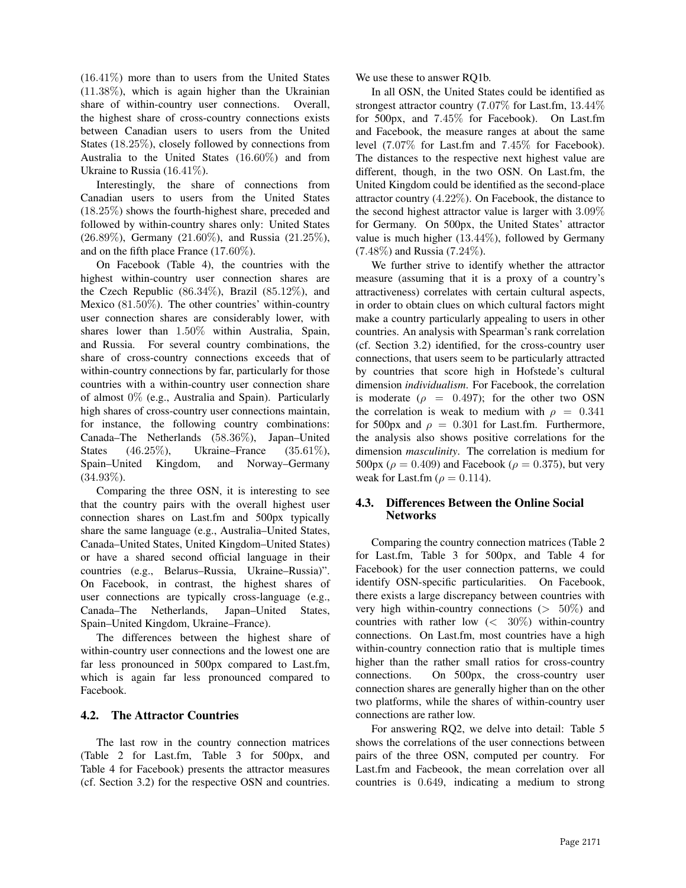(16.41%) more than to users from the United States (11.38%), which is again higher than the Ukrainian share of within-country user connections. Overall, the highest share of cross-country connections exists between Canadian users to users from the United States (18.25%), closely followed by connections from Australia to the United States (16.60%) and from Ukraine to Russia (16.41%).

Interestingly, the share of connections from Canadian users to users from the United States (18.25%) shows the fourth-highest share, preceded and followed by within-country shares only: United States (26.89%), Germany (21.60%), and Russia (21.25%), and on the fifth place France (17.60%).

On Facebook (Table 4), the countries with the highest within-country user connection shares are the Czech Republic (86.34%), Brazil (85.12%), and Mexico (81.50%). The other countries' within-country user connection shares are considerably lower, with shares lower than 1.50% within Australia, Spain, and Russia. For several country combinations, the share of cross-country connections exceeds that of within-country connections by far, particularly for those countries with a within-country user connection share of almost 0% (e.g., Australia and Spain). Particularly high shares of cross-country user connections maintain, for instance, the following country combinations: Canada–The Netherlands (58.36%), Japan–United States (46.25%), Ukraine–France (35.61%), Spain–United Kingdom, and Norway–Germany (34.93%).

Comparing the three OSN, it is interesting to see that the country pairs with the overall highest user connection shares on Last.fm and 500px typically share the same language (e.g., Australia–United States, Canada–United States, United Kingdom–United States) or have a shared second official language in their countries (e.g., Belarus–Russia, Ukraine–Russia)". On Facebook, in contrast, the highest shares of user connections are typically cross-language (e.g., Canada–The Netherlands, Japan–United States, Spain–United Kingdom, Ukraine–France).

The differences between the highest share of within-country user connections and the lowest one are far less pronounced in 500px compared to Last.fm, which is again far less pronounced compared to Facebook.

### 4.2. The Attractor Countries

The last row in the country connection matrices (Table 2 for Last.fm, Table 3 for 500px, and Table 4 for Facebook) presents the attractor measures (cf. Section 3.2) for the respective OSN and countries. We use these to answer RQ1b.

In all OSN, the United States could be identified as strongest attractor country (7.07% for Last.fm, 13.44% for 500px, and 7.45% for Facebook). On Last.fm and Facebook, the measure ranges at about the same level (7.07% for Last.fm and 7.45% for Facebook). The distances to the respective next highest value are different, though, in the two OSN. On Last.fm, the United Kingdom could be identified as the second-place attractor country (4.22%). On Facebook, the distance to the second highest attractor value is larger with 3.09% for Germany. On 500px, the United States' attractor value is much higher (13.44%), followed by Germany (7.48%) and Russia (7.24%).

We further strive to identify whether the attractor measure (assuming that it is a proxy of a country's attractiveness) correlates with certain cultural aspects, in order to obtain clues on which cultural factors might make a country particularly appealing to users in other countries. An analysis with Spearman's rank correlation (cf. Section 3.2) identified, for the cross-country user connections, that users seem to be particularly attracted by countries that score high in Hofstede's cultural dimension *individualism*. For Facebook, the correlation is moderate ($\rho = 0.497$); for the other two OSN the correlation is weak to medium with $\rho = 0.341$ for 500px and $\rho = 0.301$ for Last.fm. Furthermore, the analysis also shows positive correlations for the dimension *masculinity*. The correlation is medium for 500px ($\rho = 0.409$) and Facebook ($\rho = 0.375$), but very weak for Last.fm ($\rho = 0.114$).

### 4.3. Differences Between the Online Social Networks

Comparing the country connection matrices (Table 2 for Last.fm, Table 3 for 500px, and Table 4 for Facebook) for the user connection patterns, we could identify OSN-specific particularities. On Facebook, there exists a large discrepancy between countries with very high within-country connections ($> 50\%$) and countries with rather low ($< 30\%$) within-country connections. On Last.fm, most countries have a high within-country connection ratio that is multiple times higher than the rather small ratios for cross-country connections. On 500px, the cross-country user connection shares are generally higher than on the other two platforms, while the shares of within-country user connections are rather low.

For answering RQ2, we delve into detail: Table 5 shows the correlations of the user connections between pairs of the three OSN, computed per country. For Last.fm and Facbeook, the mean correlation over all countries is 0.649, indicating a medium to strong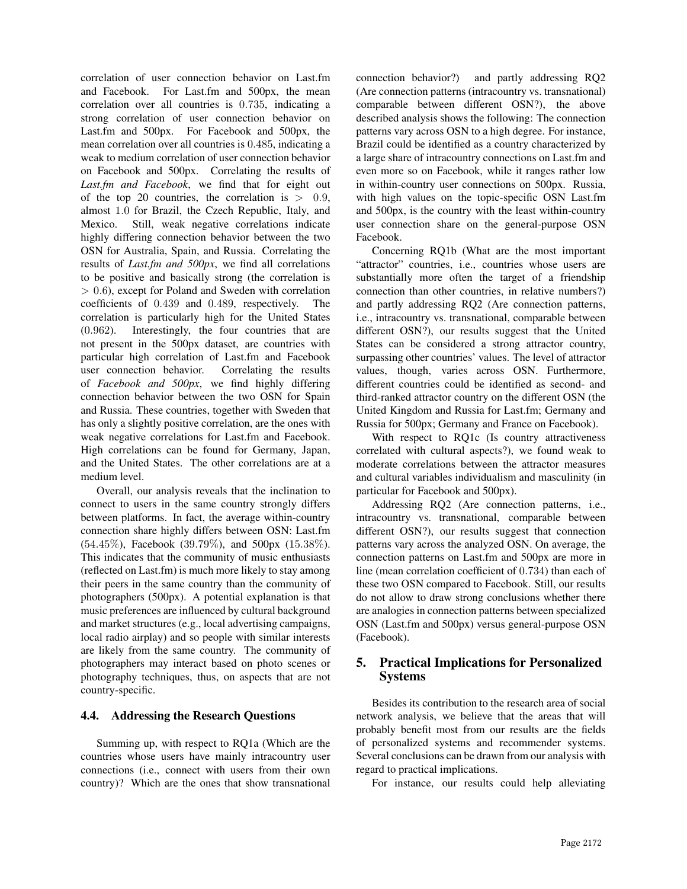correlation of user connection behavior on Last.fm and Facebook. For Last.fm and 500px, the mean correlation over all countries is $0.735$, indicating a strong correlation of user connection behavior on Last.fm and 500px. For Facebook and 500px, the mean correlation over all countries is $0.485$, indicating a weak to medium correlation of user connection behavior on Facebook and 500px. Correlating the results of *Last.fm and Facebook*, we find that for eight out of the top 20 countries, the correlation is $> 0.9$, almost $1.0$ for Brazil, the Czech Republic, Italy, and Mexico. Still, weak negative correlations indicate highly differing connection behavior between the two OSN for Australia, Spain, and Russia. Correlating the results of *Last.fm and 500px*, we find all correlations to be positive and basically strong (the correlation is $> 0.6$), except for Poland and Sweden with correlation coefficients of $0.439$ and $0.489$, respectively. The correlation is particularly high for the United States ($0.962$). Interestingly, the four countries that are not present in the 500px dataset, are countries with particular high correlation of Last.fm and Facebook user connection behavior. Correlating the results of *Facebook and 500px*, we find highly differing connection behavior between the two OSN for Spain and Russia. These countries, together with Sweden that has only a slightly positive correlation, are the ones with weak negative correlations for Last.fm and Facebook. High correlations can be found for Germany, Japan, and the United States. The other correlations are at a medium level.

Overall, our analysis reveals that the inclination to connect to users in the same country strongly differs between platforms. In fact, the average within-country connection share highly differs between OSN: Last.fm ($54.45\%$), Facebook ($39.79\%$), and 500px ($15.38\%$). This indicates that the community of music enthusiasts (reflected on Last.fm) is much more likely to stay among their peers in the same country than the community of photographers (500px). A potential explanation is that music preferences are influenced by cultural background and market structures (e.g., local advertising campaigns, local radio airplay) and so people with similar interests are likely from the same country. The community of photographers may interact based on photo scenes or photography techniques, thus, on aspects that are not country-specific.

### 4.4. Addressing the Research Questions

Summing up, with respect to RQ1a (Which are the countries whose users have mainly intracountry user connections (i.e., connect with users from their own country)? Which are the ones that show transnational connection behavior?) and partly addressing RQ2 (Are connection patterns (intracountry vs. transnational) comparable between different OSN?), the above described analysis shows the following: The connection patterns vary across OSN to a high degree. For instance, Brazil could be identified as a country characterized by a large share of intracountry connections on Last.fm and even more so on Facebook, while it ranges rather low in within-country user connections on 500px. Russia, with high values on the topic-specific OSN Last.fm and 500px, is the country with the least within-country user connection share on the general-purpose OSN Facebook.

Concerning RQ1b (What are the most important "attractor" countries, i.e., countries whose users are substantially more often the target of a friendship connection than other countries, in relative numbers?) and partly addressing RQ2 (Are connection patterns, i.e., intracountry vs. transnational, comparable between different OSN?), our results suggest that the United States can be considered a strong attractor country, surpassing other countries' values. The level of attractor values, though, varies across OSN. Furthermore, different countries could be identified as second- and third-ranked attractor country on the different OSN (the United Kingdom and Russia for Last.fm; Germany and Russia for 500px; Germany and France on Facebook).

With respect to RQ1c (Is country attractiveness correlated with cultural aspects?), we found weak to moderate correlations between the attractor measures and cultural variables individualism and masculinity (in particular for Facebook and 500px).

Addressing RQ2 (Are connection patterns, i.e., intracountry vs. transnational, comparable between different OSN?), our results suggest that connection patterns vary across the analyzed OSN. On average, the connection patterns on Last.fm and 500px are more in line (mean correlation coefficient of $0.734$) than each of these two OSN compared to Facebook. Still, our results do not allow to draw strong conclusions whether there are analogies in connection patterns between specialized OSN (Last.fm and 500px) versus general-purpose OSN (Facebook).

## 5. Practical Implications for Personalized Systems

Besides its contribution to the research area of social network analysis, we believe that the areas that will probably benefit most from our results are the fields of personalized systems and recommender systems. Several conclusions can be drawn from our analysis with regard to practical implications.

For instance, our results could help alleviating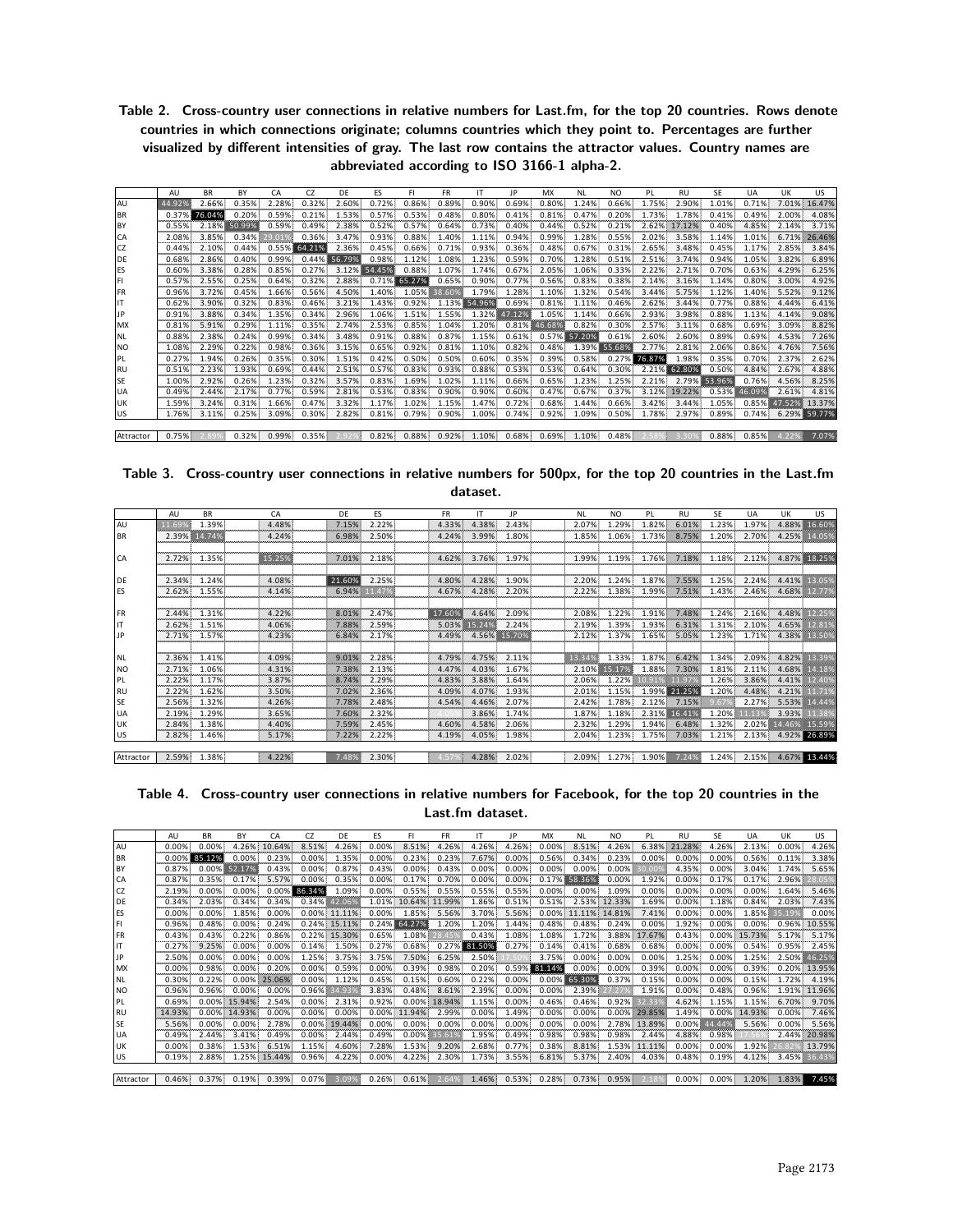**Table 2. Cross-country user connections in relative numbers for Last.fm, for the top 20 countries. Rows denote countries in which connections originate; columns countries which they point to. Percentages are further visualized by different intensities of gray. The last row contains the attractor values. Country names are abbreviated according to ISO 3166-1 alpha-2.**

| | AU | BR | BY | CA | CZ | DE | ES | FI | FR | IT | JP | MX | NL | NO | PL | RU | SE | UA | UK | US |
|---|---|---|---|---|---|---|---|---|---|---|---|---|---|---|---|---|---|---|---|---|
| AU | 44.92% | 2.66% | 0.35% | 2.28% | 0.32% | 2.60% | 0.72% | 0.86% | 0.89% | 0.90% | 0.69% | 0.80% | 1.24% | 0.66% | 1.75% | 2.90% | 1.01% | 0.71% | 7.01% | 16.47% |
| BR | 0.37% | 76.04% | 0.20% | 0.59% | 0.21% | 1.53% | 0.57% | 0.53% | 0.48% | 0.80% | 0.41% | 0.81% | 0.47% | 0.20% | 1.73% | 1.78% | 0.41% | 0.49% | 2.00% | 4.08% |
| BY | 0.55% | 2.18% | 50.99% | 0.59% | 0.49% | 2.38% | 0.52% | 0.57% | 0.64% | 0.73% | 0.40% | 0.44% | 0.52% | 0.21% | 2.62% | 17.12% | 0.40% | 4.85% | 2.14% | 3.71% |
| CA | 2.08% | 3.85% | 0.34% | 29.01% | 0.36% | 3.47% | 0.93% | 0.88% | 1.40% | 1.11% | 0.94% | 0.99% | 1.28% | 0.55% | 2.02% | 3.58% | 1.14% | 1.01% | 6.71% | 26.46% |
| CZ | 0.44% | 2.10% | 0.44% | 0.55% | 64.21% | 2.36% | 0.45% | 0.66% | 0.71% | 0.93% | 0.36% | 0.48% | 0.67% | 0.31% | 2.65% | 3.48% | 0.45% | 1.17% | 2.85% | 3.84% |
| DE | 0.68% | 2.86% | 0.40% | 0.99% | 0.44% | 56.79% | 0.98% | 1.12% | 1.08% | 1.23% | 0.59% | 0.70% | 1.28% | 0.51% | 2.51% | 3.74% | 0.94% | 1.05% | 3.82% | 6.89% |
| ES | 0.60% | 3.38% | 0.28% | 0.85% | 0.27% | 3.12% | 54.45% | 0.88% | 1.07% | 1.74% | 0.67% | 2.05% | 1.06% | 0.33% | 2.22% | 2.71% | 0.70% | 0.63% | 4.29% | 6.25% |
| FI | 0.57% | 2.55% | 0.25% | 0.64% | 0.32% | 2.88% | 0.71% | 65.27% | 0.65% | 0.90% | 0.77% | 0.56% | 0.83% | 0.38% | 2.14% | 3.16% | 1.14% | 0.80% | 3.00% | 4.92% |
| FR | 0.96% | 3.72% | 0.45% | 1.66% | 0.56% | 4.50% | 1.40% | 1.05% | 38.60% | 1.79% | 1.28% | 1.10% | 1.32% | 0.54% | 3.44% | 5.75% | 1.12% | 1.40% | 5.52% | 9.12% |
| IT | 0.62% | 3.90% | 0.32% | 0.83% | 0.46% | 3.21% | 1.43% | 0.92% | 1.13% | 54.96% | 0.69% | 0.81% | 1.11% | 0.46% | 2.62% | 3.44% | 0.77% | 0.88% | 4.44% | 6.41% |
| JP | 0.91% | 3.88% | 0.34% | 1.35% | 0.34% | 2.96% | 1.06% | 1.51% | 1.55% | 1.32% | 47.12% | 1.05% | 1.14% | 0.66% | 2.93% | 3.98% | 0.88% | 1.13% | 4.14% | 9.08% |
| MX | 0.81% | 5.91% | 0.29% | 1.11% | 0.35% | 2.74% | 2.53% | 0.85% | 1.04% | 1.20% | 0.81% | 46.68% | 0.82% | 0.30% | 2.57% | 3.11% | 0.68% | 0.69% | 3.09% | 8.82% |
| NL | 0.88% | 2.38% | 0.24% | 0.99% | 0.34% | 3.48% | 0.91% | 0.88% | 0.87% | 1.15% | 0.61% | 0.57% | 57.20% | 0.61% | 2.60% | 2.60% | 0.89% | 0.69% | 4.53% | 7.26% |
| NO | 1.08% | 2.29% | 0.22% | 0.98% | 0.36% | 3.15% | 0.65% | 0.92% | 0.81% | 1.10% | 0.82% | 0.48% | 1.39% | 55.68% | 2.77% | 2.81% | 2.06% | 0.86% | 4.76% | 7.56% |
| PL | 0.27% | 1.94% | 0.26% | 0.35% | 0.30% | 1.51% | 0.42% | 0.50% | 0.50% | 0.60% | 0.35% | 0.39% | 0.58% | 0.27% | 76.87% | 1.98% | 0.35% | 0.70% | 2.37% | 2.62% |
| RU | 0.51% | 2.23% | 1.93% | 0.69% | 0.44% | 2.51% | 0.57% | 0.83% | 0.93% | 0.88% | 0.53% | 0.53% | 0.64% | 0.30% | 2.21% | 62.80% | 0.50% | 4.84% | 2.67% | 4.88% |
| SE | 1.00% | 2.92% | 0.26% | 1.23% | 0.32% | 3.57% | 0.83% | 1.69% | 1.02% | 1.11% | 0.66% | 0.65% | 1.23% | 1.25% | 2.21% | 2.79% | 53.96% | 0.76% | 4.56% | 8.25% |
| UA | 0.49% | 2.44% | 2.17% | 0.77% | 0.59% | 2.81% | 0.53% | 0.83% | 0.90% | 0.90% | 0.60% | 0.47% | 0.67% | 0.37% | 3.12% | 19.22% | 0.53% | 46.09% | 2.61% | 4.81% |
| UK | 1.59% | 3.24% | 0.31% | 1.66% | 0.47% | 3.32% | 1.17% | 1.02% | 1.15% | 1.47% | 0.72% | 0.68% | 1.44% | 0.66% | 3.42% | 3.44% | 1.05% | 0.85% | 47.52% | 13.37% |
| US | 1.76% | 3.11% | 0.25% | 3.09% | 0.30% | 2.82% | 0.81% | 0.79% | 0.90% | 1.00% | 0.74% | 0.92% | 1.09% | 0.50% | 1.78% | 2.97% | 0.89% | 0.74% | 6.29% | 59.77% |
| Attractor | 0.75% | 2.89% | 0.32% | 0.99% | 0.35% | 2.92% | 0.82% | 0.88% | 0.92% | 1.10% | 0.68% | 0.69% | 1.10% | 0.48% | 2.58% | 3.30% | 0.88% | 0.85% | 4.22% | 7.07% |

**Table 3. Cross-country user connections in relative numbers for 500px, for the top 20 countries in the Last.fm dataset.**

| | AU | BR | CA | DE | ES | FR | IT | JP | NL | NO | PL | RU | SE | UA | UK | US |
|---|---|---|---|---|---|---|---|---|---|---|---|---|---|---|---|---|
| AU | 11.69% | 1.39% | 4.48% | 7.15% | 2.22% | 4.33% | 4.38% | 2.43% | 2.07% | 1.29% | 1.82% | 6.01% | 1.23% | 1.97% | 4.88% | 16.60% |
| BR | 2.39% | 14.74% | 4.24% | 6.98% | 2.50% | 4.24% | 3.99% | 1.80% | 1.85% | 1.06% | 1.73% | 8.75% | 1.20% | 2.70% | 4.25% | 14.05% |
| CA | 2.72% | 1.35% | 15.25% | 7.01% | 2.18% | 4.62% | 3.76% | 1.97% | 1.99% | 1.19% | 1.76% | 7.18% | 1.18% | 2.12% | 4.87% | 18.25% |
| DE | 2.34% | 1.24% | 4.08% | 21.60% | 2.25% | 4.80% | 4.28% | 1.90% | 2.20% | 1.24% | 1.87% | 7.55% | 1.25% | 2.24% | 4.41% | 13.05% |
| ES | 2.62% | 1.55% | 4.14% | 6.94% | 11.47% | 4.67% | 4.28% | 2.20% | 2.22% | 1.38% | 1.99% | 7.51% | 1.43% | 2.46% | 4.68% | 12.77% |
| FR | 2.44% | 1.31% | 4.22% | 8.01% | 2.47% | 17.60% | 4.64% | 2.09% | 2.08% | 1.22% | 1.91% | 7.48% | 1.24% | 2.16% | 4.48% | 12.25% |
| IT | 2.62% | 1.51% | 4.06% | 7.88% | 2.59% | 5.03% | 15.24% | 2.24% | 2.19% | 1.39% | 1.93% | 6.31% | 1.31% | 2.10% | 4.65% | 12.81% |
| JP | 2.71% | 1.57% | 4.23% | 6.84% | 2.17% | 4.49% | 4.56% | 15.70% | 2.12% | 1.37% | 1.65% | 5.05% | 1.23% | 1.71% | 4.38% | 13.50% |
| NL | 2.36% | 1.41% | 4.09% | 9.01% | 2.28% | 4.79% | 4.75% | 2.11% | 13.34% | 1.33% | 1.87% | 6.42% | 1.34% | 2.09% | 4.82% | 13.39% |
| NO | 2.71% | 1.06% | 4.31% | 7.38% | 2.13% | 4.47% | 4.03% | 1.67% | 2.10% | 15.17% | 1.88% | 7.30% | 1.81% | 2.11% | 4.68% | 14.18% |
| PL | 2.22% | 1.17% | 3.87% | 8.74% | 2.29% | 4.83% | 3.88% | 1.64% | 2.06% | 1.22% | 10.91% | 11.97% | 1.26% | 3.86% | 4.41% | 12.40% |
| RU | 2.22% | 1.62% | 3.50% | 7.02% | 2.36% | 4.09% | 4.07% | 1.93% | 2.01% | 1.15% | 1.99% | 21.25% | 1.20% | 4.48% | 4.21% | 11.71% |
| SE | 2.56% | 1.32% | 4.26% | 7.78% | 2.48% | 4.54% | 4.46% | 2.07% | 2.42% | 1.78% | 2.12% | 7.15% | 9.67% | 2.27% | 5.53% | 14.44% |
| UA | 2.19% | 1.29% | 3.65% | 7.60% | 2.32% | | 3.86% | 1.74% | 1.87% | 1.18% | 2.31% | 16.41% | 1.20% | 11.12% | 3.93% | 11.38% |
| UK | 2.84% | 1.38% | 4.40% | 7.59% | 2.45% | 4.60% | 4.58% | 2.06% | 2.32% | 1.29% | 1.94% | 6.48% | 1.32% | 2.02% | 14.46% | 15.59% |
| US | 2.82% | 1.46% | 5.17% | 7.22% | 2.22% | 4.19% | 4.05% | 1.98% | 2.04% | 1.23% | 1.75% | 7.03% | 1.21% | 2.13% | 4.92% | 26.89% |
| Attractor | 2.59% | 1.38% | 4.22% | 7.48% | 2.30% | 4.57% | 4.28% | 2.02% | 2.09% | 1.27% | 1.90% | 7.24% | 1.24% | 2.15% | 4.67% | 13.44% |

**Table 4. Cross-country user connections in relative numbers for Facebook, for the top 20 countries in the Last.fm dataset.**

| | AU | BR | BY | CA | CZ | DE | ES | FI | FR | IT | JP | MX | NL | NO | PL | RU | SE | UA | UK | US |
|---|---|---|---|---|---|---|---|---|---|---|---|---|---|---|---|---|---|---|---|---|
| AU | 0.00% | 0.00% | 4.26% | 10.64% | 8.51% | 4.26% | 0.00% | 8.51% | 4.26% | 4.26% | 4.26% | 0.00% | 8.51% | 4.26% | 6.38% | 21.28% | 4.26% | 2.13% | 0.00% | 4.26% |
| BR | 0.00% | 85.12% | 0.00% | 0.23% | 0.00% | 1.35% | 0.00% | 0.23% | 0.23% | 7.67% | 0.00% | 0.56% | 0.34% | 0.23% | 0.00% | 0.00% | 0.00% | 0.56% | 0.11% | 3.38% |
| BY | 0.87% | 0.00% | 52.17% | 0.43% | 0.00% | 0.87% | 0.43% | 0.00% | 0.43% | 0.00% | 0.00% | 0.00% | 0.00% | 0.00% | 30.00% | 4.35% | 0.00% | 3.04% | 1.74% | 5.65% |
| CA | 0.87% | 0.35% | 0.17% | 5.57% | 0.00% | 0.35% | 0.00% | 0.17% | 0.70% | 0.00% | 0.00% | 0.17% | 58.36% | 0.00% | 1.92% | 0.00% | 0.17% | 0.17% | 2.96% | 28.05% |
| CZ | 2.19% | 0.00% | 0.00% | 0.00% | 86.34% | 1.09% | 0.00% | 0.55% | 0.55% | 0.55% | 0.55% | 0.00% | 0.00% | 1.09% | 0.00% | 0.00% | 0.00% | 0.00% | 1.64% | 5.46% |
| DE | 0.34% | 2.03% | 0.34% | 0.34% | 0.34% | 42.06% | 1.01% | 10.64% | 11.99% | 1.86% | 0.51% | 0.51% | 2.53% | 12.33% | 1.69% | 0.00% | 1.18% | 0.84% | 2.03% | 7.43% |
| ES | 0.00% | 0.00% | 1.85% | 0.00% | 0.00% | 11.11% | 0.00% | 1.85% | 5.56% | 3.70% | 5.56% | 0.00% | 11.11% | 14.81% | 7.41% | 0.00% | 0.00% | 1.85% | 35.19% | 0.00% |
| FI | 0.96% | 0.48% | 0.00% | 0.24% | 0.24% | 15.11% | 0.24% | 64.27% | 1.20% | 1.20% | 1.44% | 0.48% | 0.48% | 0.24% | 0.00% | 1.92% | 0.00% | 0.00% | 0.96% | 10.55% |
| FR | 0.43% | 0.43% | 0.22% | 0.86% | 0.22% | 15.30% | 0.65% | 1.08% | 28.45% | 0.43% | 1.08% | 1.08% | 1.72% | 3.88% | 17.67% | 0.43% | 0.00% | 15.73% | 5.17% | 5.17% |
| IT | 0.27% | 9.25% | 0.00% | 0.00% | 0.14% | 1.50% | 0.27% | 0.68% | 0.27% | 81.50% | 0.27% | 0.14% | 0.41% | 0.68% | 0.68% | 0.00% | 0.00% | 0.54% | 0.95% | 2.45% |
| JP | 2.50% | 0.00% | 0.00% | 0.00% | 1.25% | 3.75% | 3.75% | 7.50% | 6.25% | 2.50% | 17.50% | 3.75% | 0.00% | 0.00% | 0.00% | 1.25% | 0.00% | 1.25% | 2.50% | 46.25% |
| MX | 0.00% | 0.98% | 0.00% | 0.20% | 0.00% | 0.59% | 0.00% | 0.39% | 0.98% | 0.20% | 0.59% | 81.14% | 0.00% | 0.00% | 0.39% | 0.00% | 0.00% | 0.39% | 0.20% | 13.95% |
| NL | 0.30% | 0.22% | 0.00% | 25.06% | 0.00% | 1.12% | 0.45% | 0.15% | 0.60% | 0.22% | 0.00% | 0.00% | 65.30% | 0.37% | 0.15% | 0.00% | 0.00% | 0.15% | 1.72% | 4.19% |
| NO | 0.96% | 0.96% | 0.00% | 0.00% | 0.96% | 34.93% | 3.83% | 0.48% | 8.61% | 2.39% | 0.00% | 0.00% | 2.39% | 27.27% | 1.91% | 0.00% | 0.48% | 0.96% | 1.91% | 11.96% |
| PL | 0.69% | 0.00% | 15.94% | 2.54% | 0.00% | 2.31% | 0.92% | 0.00% | 18.94% | 1.15% | 0.00% | 0.46% | 0.46% | 0.92% | 32.33% | 4.62% | 1.15% | 1.15% | 6.70% | 9.70% |
| RU | 14.93% | 0.00% | 14.93% | 0.00% | 0.00% | 0.00% | 0.00% | 11.94% | 2.99% | 0.00% | 1.49% | 0.00% | 0.00% | 0.00% | 29.85% | 1.49% | 0.00% | 14.93% | 0.00% | 7.46% |
| SE | 5.56% | 0.00% | 0.00% | 2.78% | 0.00% | 19.44% | 0.00% | 0.00% | 0.00% | 0.00% | 0.00% | 0.00% | 0.00% | 2.78% | 13.89% | 0.00% | 44.44% | 5.56% | 0.00% | 5.56% |
| UA | 0.49% | 2.44% | 3.41% | 0.49% | 0.00% | 2.44% | 0.49% | 0.00% | 35.61% | 1.95% | 0.49% | 0.98% | 0.98% | 0.98% | 2.44% | 4.88% | 0.98% | 17.56% | 2.44% | 20.98% |
| UK | 0.00% | 0.38% | 1.53% | 6.51% | 1.15% | 4.60% | 7.28% | 1.53% | 9.20% | 2.68% | 0.77% | 0.38% | 8.81% | 1.53% | 11.11% | 0.00% | 0.00% | 1.92% | 26.82% | 13.79% |
| US | 0.19% | 2.88% | 1.25% | 15.44% | 0.96% | 4.22% | 0.00% | 4.22% | 2.30% | 1.73% | 3.55% | 6.81% | 5.37% | 2.40% | 4.03% | 0.48% | 0.19% | 4.12% | 3.45% | 36.43% |
| Attractor | 0.46% | 0.37% | 0.19% | 0.39% | 0.07% | 3.09% | 0.26% | 0.61% | 2.64% | 1.46% | 0.53% | 0.28% | 0.73% | 0.95% | 2.18% | 0.00% | 0.00% | 1.20% | 1.83% | 7.45% |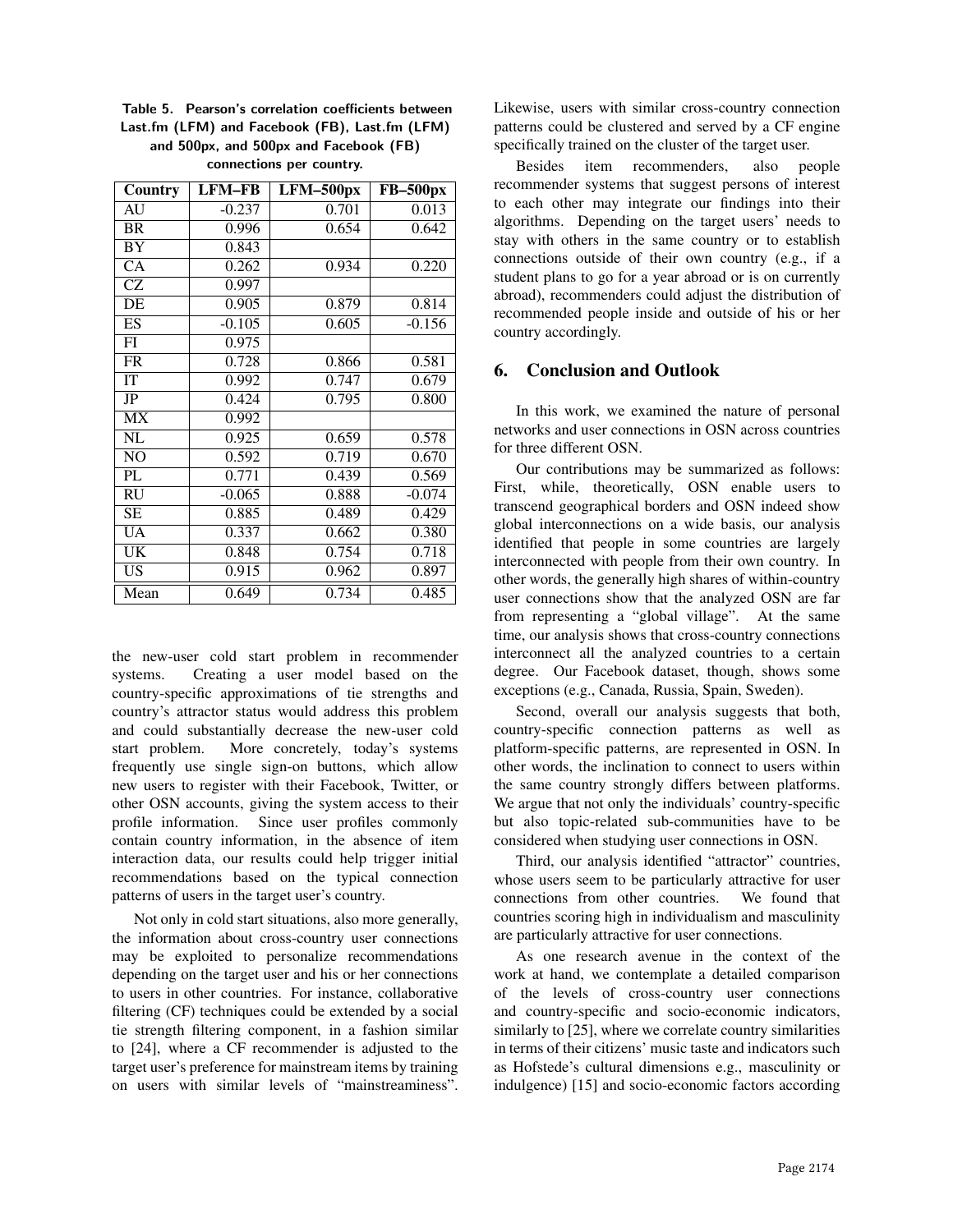**Table 5. Pearson's correlation coefficients between Last.fm (LFM) and Facebook (FB), Last.fm (LFM) and 500px, and 500px and Facebook (FB) connections per country.**

| Country | LFM–FB | LFM–500px | FB–500px |
|---|---|---|---|
| AU | -0.237 | 0.701 | 0.013 |
| BR | 0.996 | 0.654 | 0.642 |
| BY | 0.843 | | |
| CA | 0.262 | 0.934 | 0.220 |
| CZ | 0.997 | | |
| DE | 0.905 | 0.879 | 0.814 |
| ES | -0.105 | 0.605 | -0.156 |
| FI | 0.975 | | |
| FR | 0.728 | 0.866 | 0.581 |
| IT | 0.992 | 0.747 | 0.679 |
| JP | 0.424 | 0.795 | 0.800 |
| MX | 0.992 | | |
| NL | 0.925 | 0.659 | 0.578 |
| NO | 0.592 | 0.719 | 0.670 |
| PL | 0.771 | 0.439 | 0.569 |
| RU | -0.065 | 0.888 | -0.074 |
| SE | 0.885 | 0.489 | 0.429 |
| UA | 0.337 | 0.662 | 0.380 |
| UK | 0.848 | 0.754 | 0.718 |
| US | 0.915 | 0.962 | 0.897 |
| Mean | 0.649 | 0.734 | 0.485 |

the new-user cold start problem in recommender systems. Creating a user model based on the country-specific approximations of tie strengths and country's attractor status would address this problem and could substantially decrease the new-user cold start problem. More concretely, today's systems frequently use single sign-on buttons, which allow new users to register with their Facebook, Twitter, or other OSN accounts, giving the system access to their profile information. Since user profiles commonly contain country information, in the absence of item interaction data, our results could help trigger initial recommendations based on the typical connection patterns of users in the target user's country.

Not only in cold start situations, also more generally, the information about cross-country user connections may be exploited to personalize recommendations depending on the target user and his or her connections to users in other countries. For instance, collaborative filtering (CF) techniques could be extended by a social tie strength filtering component, in a fashion similar to [24], where a CF recommender is adjusted to the target user's preference for mainstream items by training on users with similar levels of "mainstreaminess". Likewise, users with similar cross-country connection patterns could be clustered and served by a CF engine specifically trained on the cluster of the target user.

Besides item recommenders, also people recommender systems that suggest persons of interest to each other may integrate our findings into their algorithms. Depending on the target users' needs to stay with others in the same country or to establish connections outside of their own country (e.g., if a student plans to go for a year abroad or is on currently abroad), recommenders could adjust the distribution of recommended people inside and outside of his or her country accordingly.

## 6. Conclusion and Outlook

In this work, we examined the nature of personal networks and user connections in OSN across countries for three different OSN.

Our contributions may be summarized as follows: First, while, theoretically, OSN enable users to transcend geographical borders and OSN indeed show global interconnections on a wide basis, our analysis identified that people in some countries are largely interconnected with people from their own country. In other words, the generally high shares of within-country user connections show that the analyzed OSN are far from representing a "global village". At the same time, our analysis shows that cross-country connections interconnect all the analyzed countries to a certain degree. Our Facebook dataset, though, shows some exceptions (e.g., Canada, Russia, Spain, Sweden).

Second, overall our analysis suggests that both, country-specific connection patterns as well as platform-specific patterns, are represented in OSN. In other words, the inclination to connect to users within the same country strongly differs between platforms. We argue that not only the individuals' country-specific but also topic-related sub-communities have to be considered when studying user connections in OSN.

Third, our analysis identified "attractor" countries, whose users seem to be particularly attractive for user connections from other countries. We found that countries scoring high in individualism and masculinity are particularly attractive for user connections.

As one research avenue in the context of the work at hand, we contemplate a detailed comparison of the levels of cross-country user connections and country-specific and socio-economic indicators, similarly to [25], where we correlate country similarities in terms of their citizens' music taste and indicators such as Hofstede's cultural dimensions e.g., masculinity or indulgence) [15] and socio-economic factors according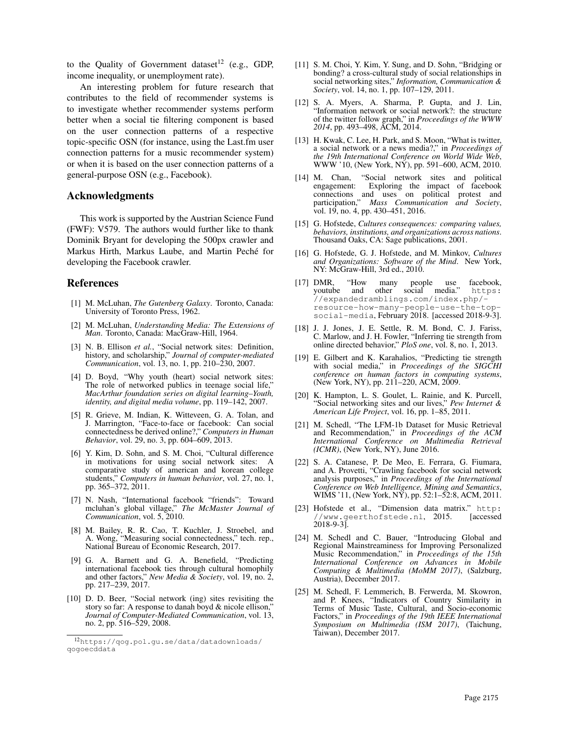to the Quality of Government dataset[12] (e.g., GDP, income inequality, or unemployment rate).

An interesting problem for future research that contributes to the field of recommender systems is to investigate whether recommender systems perform better when a social tie filtering component is based on the user connection patterns of a respective topic-specific OSN (for instance, using the Last.fm user connection patterns for a music recommender system) or when it is based on the user connection patterns of a general-purpose OSN (e.g., Facebook).

## Acknowledgments

This work is supported by the Austrian Science Fund (FWF): V579. The authors would further like to thank Dominik Bryant for developing the 500px crawler and Markus Hirth, Markus Laube, and Martin Peché for developing the Facebook crawler.

## References

[1] M. McLuhan, *The Gutenberg Galaxy*. Toronto, Canada: University of Toronto Press, 1962.

[2] M. McLuhan, *Understanding Media: The Extensions of Man*. Toronto, Canada: MacGraw-Hill, 1964.

[3] N. B. Ellison *et al.*, "Social network sites: Definition, history, and scholarship," *Journal of computer-mediated Communication*, vol. 13, no. 1, pp. 210–230, 2007.

[4] D. Boyd, "Why youth (heart) social network sites: The role of networked publics in teenage social life," *MacArthur foundation series on digital learning–Youth, identity, and digital media volume*, pp. 119–142, 2007.

[5] R. Grieve, M. Indian, K. Witteveen, G. A. Tolan, and J. Marrington, "Face-to-face or facebook: Can social connectedness be derived online?," *Computers in Human Behavior*, vol. 29, no. 3, pp. 604–609, 2013.

[6] Y. Kim, D. Sohn, and S. M. Choi, "Cultural difference in motivations for using social network sites: A comparative study of american and korean college students," *Computers in human behavior*, vol. 27, no. 1, pp. 365–372, 2011.

[7] N. Nash, "International facebook "friends": Toward mcluhan's global village," *The McMaster Journal of Communication*, vol. 5, 2010.

[8] M. Bailey, R. R. Cao, T. Kuchler, J. Stroebel, and A. Wong, "Measuring social connectedness," tech. rep., National Bureau of Economic Research, 2017.

[9] G. A. Barnett and G. A. Benefield, "Predicting international facebook ties through cultural homophily and other factors," *New Media & Society*, vol. 19, no. 2, pp. 217–239, 2017.

[10] D. D. Beer, "Social network (ing) sites revisiting the story so far: A response to danah boyd & nicole ellison," *Journal of Computer-Mediated Communication*, vol. 13, no. 2, pp. 516–529, 2008.

[11] S. M. Choi, Y. Kim, Y. Sung, and D. Sohn, "Bridging or bonding? a cross-cultural study of social relationships in social networking sites," *Information, Communication & Society*, vol. 14, no. 1, pp. 107–129, 2011.

[12] S. A. Myers, A. Sharma, P. Gupta, and J. Lin, "Information network or social network?: the structure of the twitter follow graph," in *Proceedings of the WWW 2014*, pp. 493–498, ACM, 2014.

[13] H. Kwak, C. Lee, H. Park, and S. Moon, "What is twitter, a social network or a news media?," in *Proceedings of the 19th International Conference on World Wide Web*, WWW '10, (New York, NY), pp. 591–600, ACM, 2010.

[14] M. Chan, "Social network sites and political engagement: Exploring the impact of facebook connections and uses on political protest and participation," *Mass Communication and Society*, vol. 19, no. 4, pp. 430–451, 2016.

[15] G. Hofstede, *Cultures consequences: comparing values, behaviors, institutions, and organizations across nations*. Thousand Oaks, CA: Sage publications, 2001.

[16] G. Hofstede, G. J. Hofstede, and M. Minkov, *Cultures and Organizations: Software of the Mind*. New York, NY: McGraw-Hill, 3rd ed., 2010.

[17] DMR, "How many people use facebook, youtube and other social media." https://expandedramblings.com/index.php/-resource-how-many-people-use-the-top-social-media, February 2018. [accessed 2018-9-3].

[18] J. J. Jones, J. E. Settle, R. M. Bond, C. J. Fariss, C. Marlow, and J. H. Fowler, "Inferring tie strength from online directed behavior," *PloS one*, vol. 8, no. 1, 2013.

[19] E. Gilbert and K. Karahalios, "Predicting tie strength with social media," in *Proceedings of the SIGCHI conference on human factors in computing systems*, (New York, NY), pp. 211–220, ACM, 2009.

[20] K. Hampton, L. S. Goulet, L. Rainie, and K. Purcell, "Social networking sites and our lives," *Pew Internet & American Life Project*, vol. 16, pp. 1–85, 2011.

[21] M. Schedl, "The LFM-1b Dataset for Music Retrieval and Recommendation," in *Proceedings of the ACM International Conference on Multimedia Retrieval (ICMR)*, (New York, NY), June 2016.

[22] S. A. Catanese, P. De Meo, E. Ferrara, G. Fiumara, and A. Provetti, "Crawling facebook for social network analysis purposes," in *Proceedings of the International Conference on Web Intelligence, Mining and Semantics*, WIMS '11, (New York, NY), pp. 52:1–52:8, ACM, 2011.

[23] Hofstede et al., "Dimension data matrix." http://www.geerthofstede.nl, 2015. [accessed 2018-9-3].

[24] M. Schedl and C. Bauer, "Introducing Global and Regional Mainstreaminess for Improving Personalized Music Recommendation," in *Proceedings of the 15th International Conference on Advances in Mobile Computing & Multimedia (MoMM 2017)*, (Salzburg, Austria), December 2017.

[25] M. Schedl, F. Lemmerich, B. Ferwerda, M. Skowron, and P. Knees, "Indicators of Country Similarity in Terms of Music Taste, Cultural, and Socio-economic Factors," in *Proceedings of the 19th IEEE International Symposium on Multimedia (ISM 2017)*, (Taichung, Taiwan), December 2017.

[12] https://qog.pol.gu.se/data/datadownloads/qogoecddata